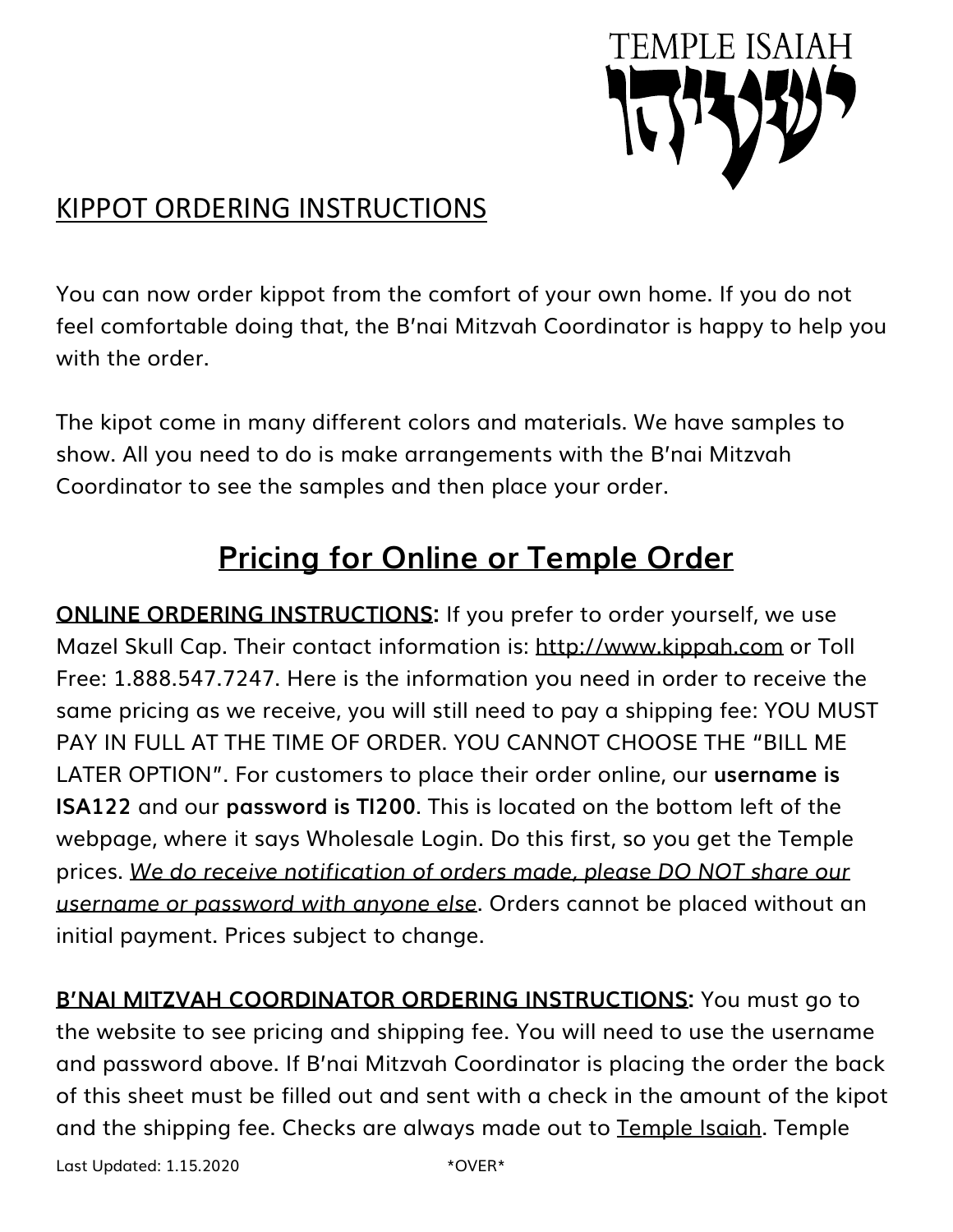TEMPLE ISAIAH

ישעיהו

# KIPPOT ORDERING INSTRUCTIONS

You can now order kippot from the comfort of your own home. If you do not feel comfortable doing that, the B'nai Mitzvah Coordinator is happy to help you with the order.

The kipot come in many different colors and materials. We have samples to show. All you need to do is make arrangements with the B'nai Mitzvah Coordinator to see the samples and then place your order.

## Pricing for Online or Temple Order

**ONLINE ORDERING INSTRUCTIONS:** If you prefer to order yourself, we use Mazel Skull Cap. Their contact information is: http://www.kippah.com or Toll Free: 1.888.547.7247. Here is the information you need in order to receive the same pricing as we receive, you will still need to pay a shipping fee: YOU MUST PAY IN FULL AT THE TIME OF ORDER. YOU CANNOT CHOOSE THE "BILL ME LATER OPTION". For customers to place their order online, our **username is ISA122** and our **password is TI200**. This is located on the bottom left of the webpage, where it says Wholesale Login. Do this first, so you get the Temple prices. *We do receive notification of orders made, please DO NOT share our username or password with anyone else*. Orders cannot be placed without an initial payment. Prices subject to change.

**B'NAI MITZVAH COORDINATOR ORDERING INSTRUCTIONS:** You must go to the website to see pricing and shipping fee. You will need to use the username and password above. If B'nai Mitzvah Coordinator is placing the order the back of this sheet must be filled out and sent with a check in the amount of the kipot and the shipping fee. Checks are always made out to Temple Isaiah. Temple

Last Updated: 1.15.2020 *OVER*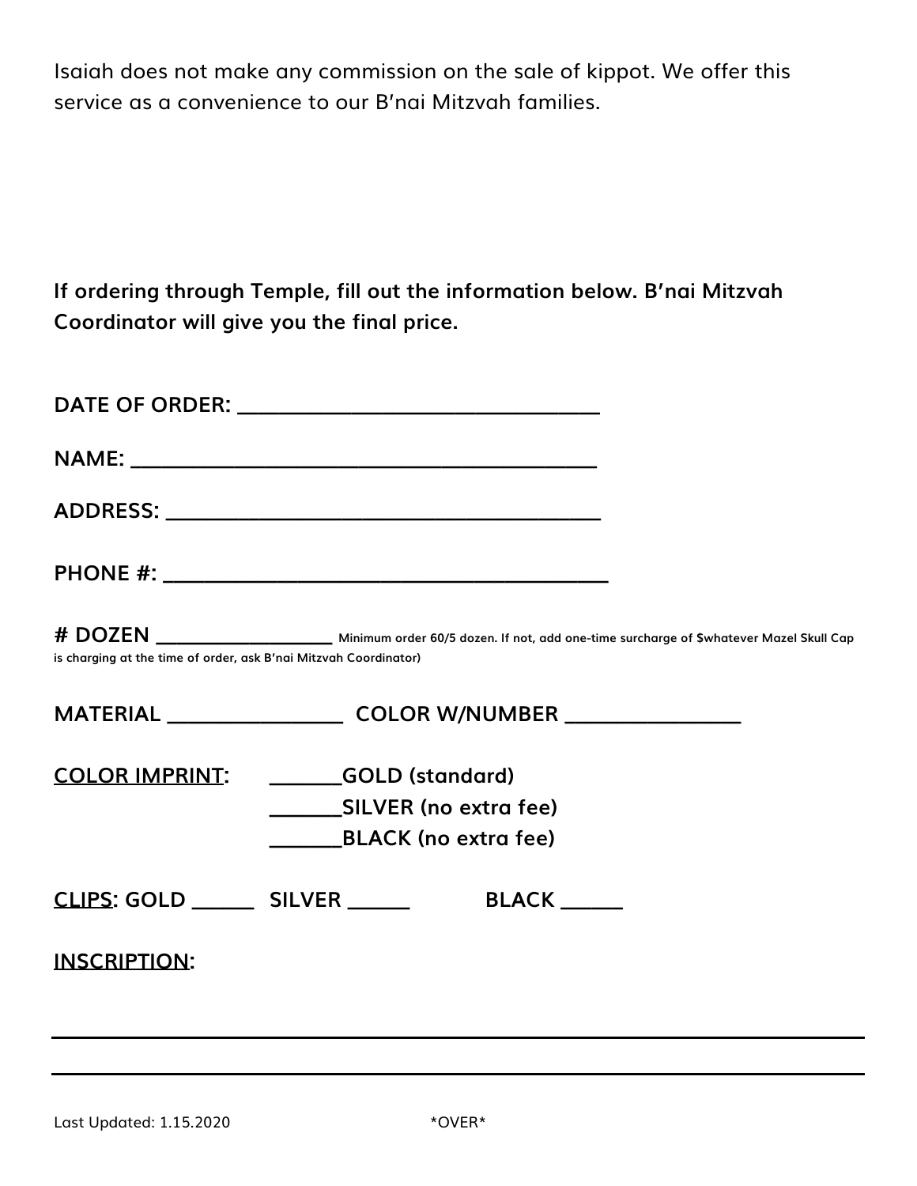Isaiah does not make any commission on the sale of kippot. We offer this service as a convenience to our B'nai Mitzvah families.

**If ordering through Temple, fill out the information below. B'nai Mitzvah Coordinator will give you the final price.**

**DATE OF ORDER:** ______________________________

**NAME:** ______________________________________

**ADDRESS:** ___________________________________

**PHONE #:** ____________________________________

**# DOZEN** ________________ **Minimum order 60/5 dozen. If not, add one-time surcharge of $whatever Mazel Skull Cap is charging at the time of order, ask B'nai Mitzvah Coordinator)**

**MATERIAL** ______________ **COLOR W/NUMBER** ______________

**COLOR IMPRINT:** ______**GOLD (standard)**
______**SILVER (no extra fee)**
______**BLACK (no extra fee)**

**CLIPS: GOLD** _____ **SILVER** _____ **BLACK** _____

**INSCRIPTION:**

___________________________________________________________

___________________________________________________________

Last Updated: 1.15.2020

*OVER*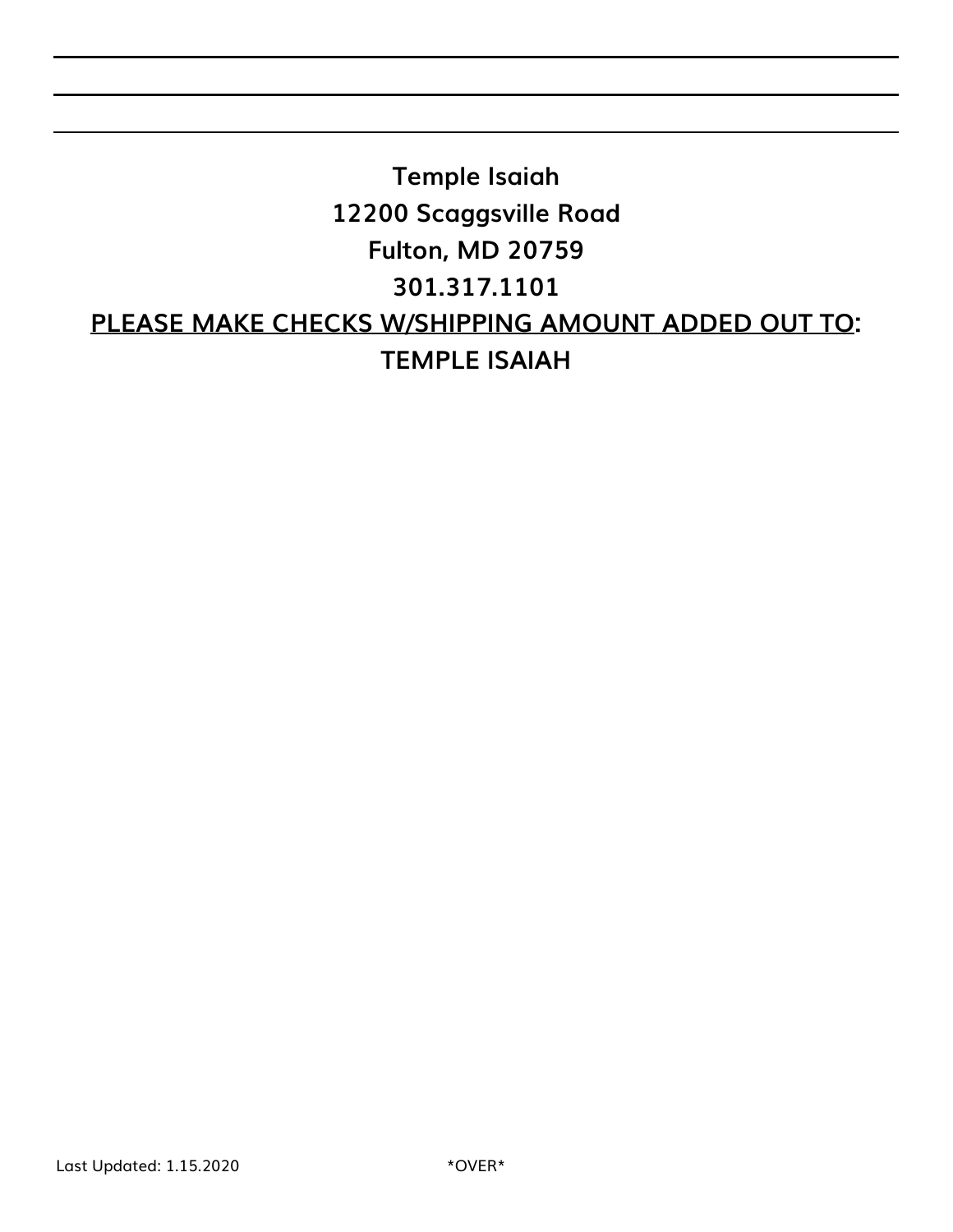**Temple Isaiah**

**12200 Scaggsville Road**

**Fulton, MD 20759**

**301.317.1101**

**PLEASE MAKE CHECKS W/SHIPPING AMOUNT ADDED OUT TO:**

**TEMPLE ISAIAH**

Last Updated: 1.15.2020 *OVER*